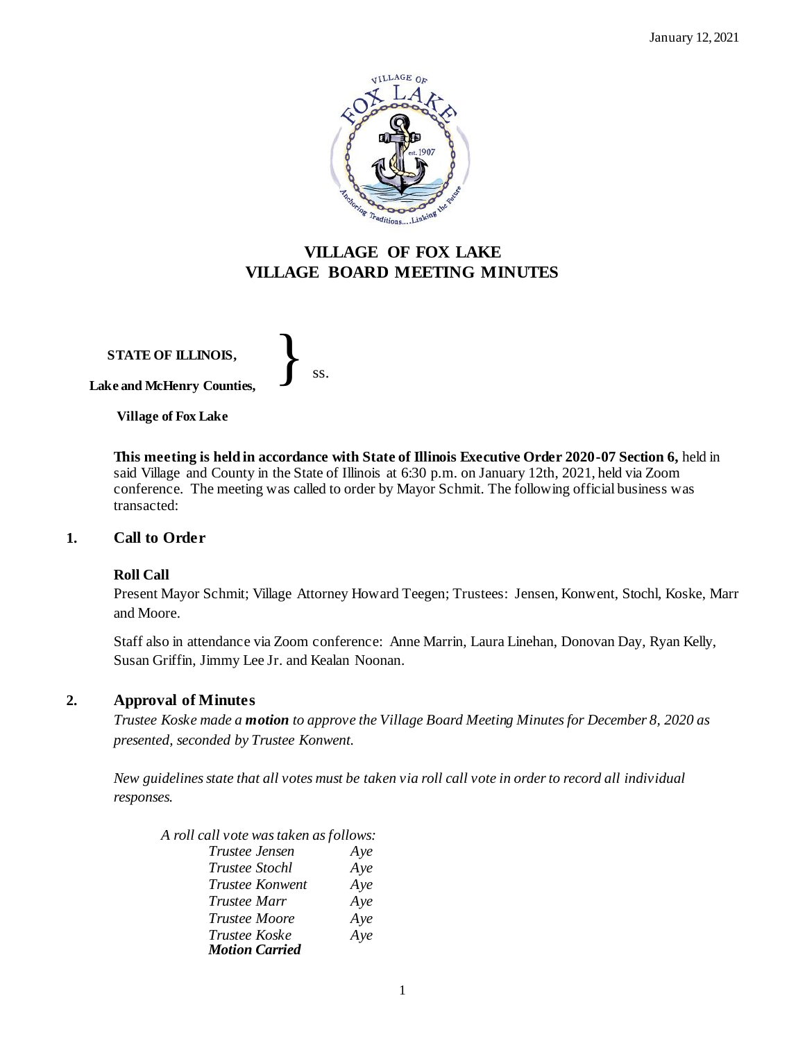January 12, 2021

# VILLAGE OF FOX LAKE
# VILLAGE BOARD MEETING MINUTES

**STATE OF ILLINOIS,**

**Lake and McHenry Counties,** } ss.

**Village of Fox Lake**

**This meeting is held in accordance with State of Illinois Executive Order 2020-07 Section 6,** held in said Village and County in the State of Illinois at 6:30 p.m. on January 12th, 2021, held via Zoom conference. The meeting was called to order by Mayor Schmit. The following official business was transacted:

## 1. Call to Order

**Roll Call**

Present Mayor Schmit; Village Attorney Howard Teegen; Trustees: Jensen, Konwent, Stochl, Koske, Marr and Moore.

Staff also in attendance via Zoom conference: Anne Marrin, Laura Linehan, Donovan Day, Ryan Kelly, Susan Griffin, Jimmy Lee Jr. and Kealan Noonan.

## 2. Approval of Minutes

*Trustee Koske made a **motion** to approve the Village Board Meeting Minutes for December 8, 2020 as presented, seconded by Trustee Konwent.*

*New guidelines state that all votes must be taken via roll call vote in order to record all individual responses.*

*A roll call vote was taken as follows:*

| | |
|---|---|
| *Trustee Jensen* | *Aye* |
| *Trustee Stochl* | *Aye* |
| *Trustee Konwent* | *Aye* |
| *Trustee Marr* | *Aye* |
| *Trustee Moore* | *Aye* |
| *Trustee Koske* | *Aye* |

***Motion Carried***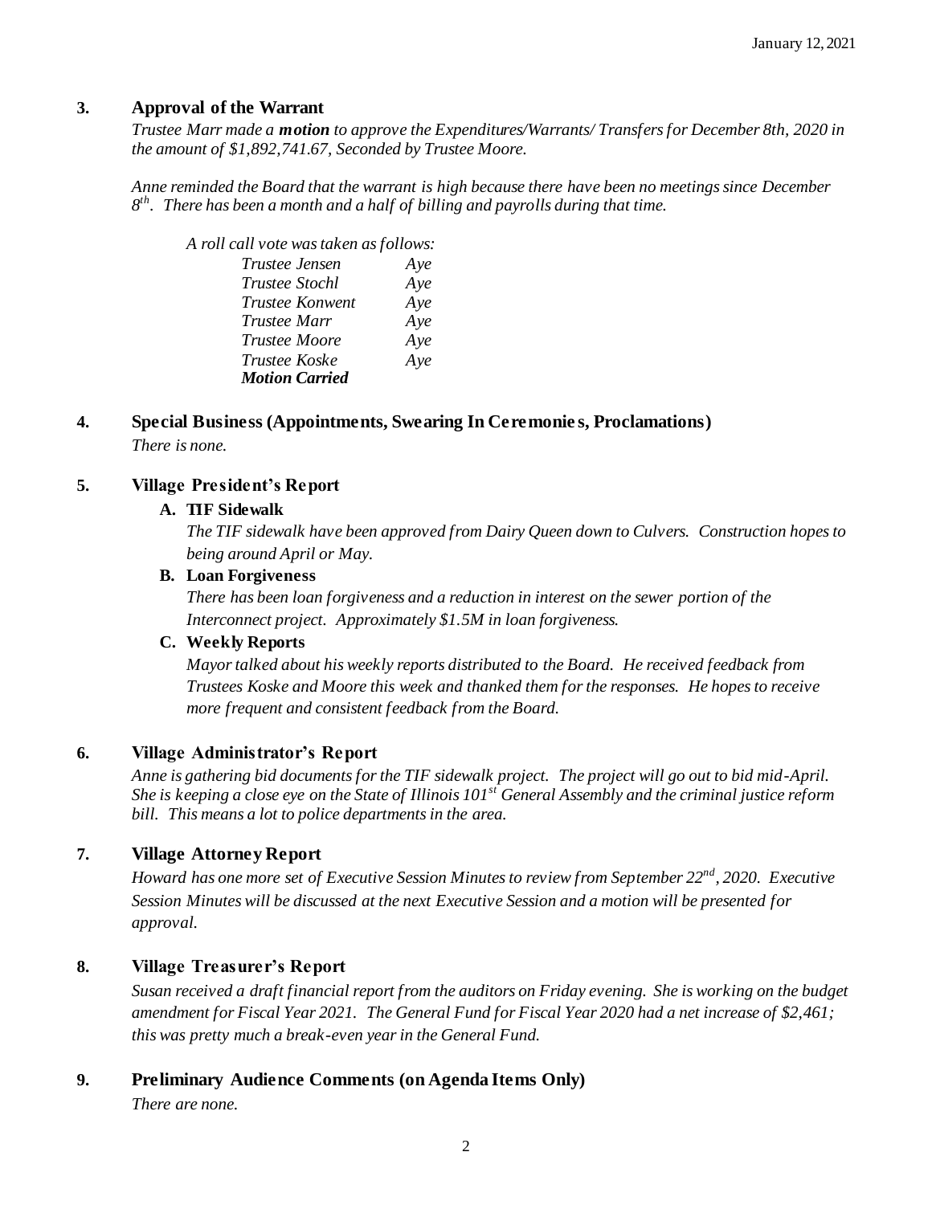## 3. Approval of the Warrant

*Trustee Marr made a **motion** to approve the Expenditures/Warrants/ Transfers for December 8th, 2020 in the amount of $1,892,741.67, Seconded by Trustee Moore.*

*Anne reminded the Board that the warrant is high because there have been no meetings since December 8th. There has been a month and a half of billing and payrolls during that time.*

*A roll call vote was taken as follows:*

| | |
|---|---|
| *Trustee Jensen* | *Aye* |
| *Trustee Stochl* | *Aye* |
| *Trustee Konwent* | *Aye* |
| *Trustee Marr* | *Aye* |
| *Trustee Moore* | *Aye* |
| *Trustee Koske* | *Aye* |
| ***Motion Carried*** | |

## 4. Special Business (Appointments, Swearing In Ceremonies, Proclamations)

*There is none.*

## 5. Village President's Report

### A. TIF Sidewalk

*The TIF sidewalk have been approved from Dairy Queen down to Culvers. Construction hopes to being around April or May.*

### B. Loan Forgiveness

*There has been loan forgiveness and a reduction in interest on the sewer portion of the Interconnect project. Approximately $1.5M in loan forgiveness.*

### C. Weekly Reports

*Mayor talked about his weekly reports distributed to the Board. He received feedback from Trustees Koske and Moore this week and thanked them for the responses. He hopes to receive more frequent and consistent feedback from the Board.*

## 6. Village Administrator's Report

*Anne is gathering bid documents for the TIF sidewalk project. The project will go out to bid mid-April. She is keeping a close eye on the State of Illinois 101st General Assembly and the criminal justice reform bill. This means a lot to police departments in the area.*

## 7. Village Attorney Report

*Howard has one more set of Executive Session Minutes to review from September 22nd, 2020. Executive Session Minutes will be discussed at the next Executive Session and a motion will be presented for approval.*

## 8. Village Treasurer's Report

*Susan received a draft financial report from the auditors on Friday evening. She is working on the budget amendment for Fiscal Year 2021. The General Fund for Fiscal Year 2020 had a net increase of $2,461; this was pretty much a break-even year in the General Fund.*

## 9. Preliminary Audience Comments (on Agenda Items Only)

*There are none.*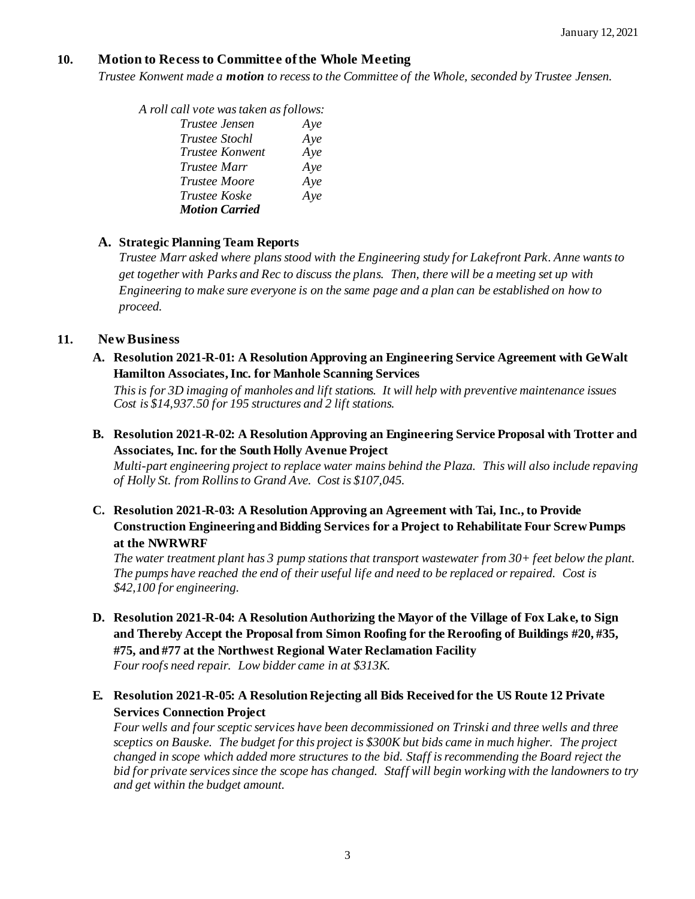## 10. Motion to Recess to Committee of the Whole Meeting

*Trustee Konwent made a **motion** to recess to the Committee of the Whole, seconded by Trustee Jensen.*

*A roll call vote was taken as follows:*

| | |
|---|---|
| *Trustee Jensen* | *Aye* |
| *Trustee Stochl* | *Aye* |
| *Trustee Konwent* | *Aye* |
| *Trustee Marr* | *Aye* |
| *Trustee Moore* | *Aye* |
| *Trustee Koske* | *Aye* |

***Motion Carried***

### A. Strategic Planning Team Reports

*Trustee Marr asked where plans stood with the Engineering study for Lakefront Park. Anne wants to get together with Parks and Rec to discuss the plans. Then, there will be a meeting set up with Engineering to make sure everyone is on the same page and a plan can be established on how to proceed.*

## 11. New Business

### A. Resolution 2021-R-01: A Resolution Approving an Engineering Service Agreement with GeWalt Hamilton Associates, Inc. for Manhole Scanning Services

*This is for 3D imaging of manholes and lift stations. It will help with preventive maintenance issues Cost is $14,937.50 for 195 structures and 2 lift stations.*

### B. Resolution 2021-R-02: A Resolution Approving an Engineering Service Proposal with Trotter and Associates, Inc. for the South Holly Avenue Project

*Multi-part engineering project to replace water mains behind the Plaza. This will also include repaving of Holly St. from Rollins to Grand Ave. Cost is $107,045.*

### C. Resolution 2021-R-03: A Resolution Approving an Agreement with Tai, Inc., to Provide Construction Engineering and Bidding Services for a Project to Rehabilitate Four Screw Pumps at the NWRWRF

*The water treatment plant has 3 pump stations that transport wastewater from 30+ feet below the plant. The pumps have reached the end of their useful life and need to be replaced or repaired. Cost is $42,100 for engineering.*

### D. Resolution 2021-R-04: A Resolution Authorizing the Mayor of the Village of Fox Lake, to Sign and Thereby Accept the Proposal from Simon Roofing for the Reroofing of Buildings #20, #35, #75, and #77 at the Northwest Regional Water Reclamation Facility

*Four roofs need repair. Low bidder came in at $313K.*

### E. Resolution 2021-R-05: A Resolution Rejecting all Bids Received for the US Route 12 Private Services Connection Project

*Four wells and four sceptic services have been decommissioned on Trinski and three wells and three sceptics on Bauske. The budget for this project is $300K but bids came in much higher. The project changed in scope which added more structures to the bid. Staff is recommending the Board reject the bid for private services since the scope has changed. Staff will begin working with the landowners to try and get within the budget amount.*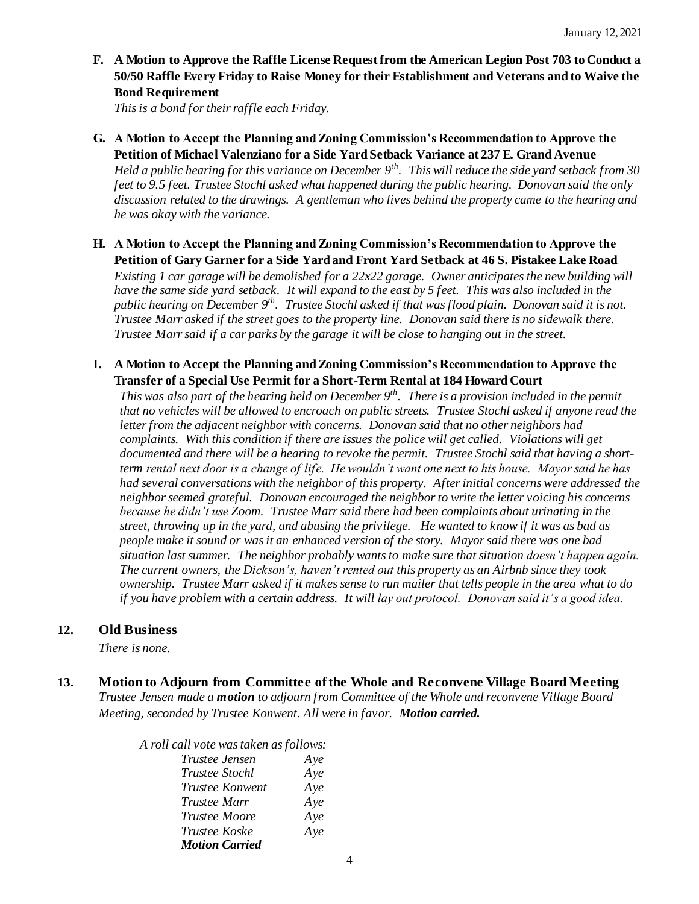**F. A Motion to Approve the Raffle License Request from the American Legion Post 703 to Conduct a 50/50 Raffle Every Friday to Raise Money for their Establishment and Veterans and to Waive the Bond Requirement**

*This is a bond for their raffle each Friday.*

**G. A Motion to Accept the Planning and Zoning Commission's Recommendation to Approve the Petition of Michael Valenziano for a Side Yard Setback Variance at 237 E. Grand Avenue**

*Held a public hearing for this variance on December 9th. This will reduce the side yard setback from 30 feet to 9.5 feet. Trustee Stochl asked what happened during the public hearing. Donovan said the only discussion related to the drawings. A gentleman who lives behind the property came to the hearing and he was okay with the variance.*

**H. A Motion to Accept the Planning and Zoning Commission's Recommendation to Approve the Petition of Gary Garner for a Side Yard and Front Yard Setback at 46 S. Pistakee Lake Road**

*Existing 1 car garage will be demolished for a 22x22 garage. Owner anticipates the new building will have the same side yard setback. It will expand to the east by 5 feet. This was also included in the public hearing on December 9th. Trustee Stochl asked if that was flood plain. Donovan said it is not. Trustee Marr asked if the street goes to the property line. Donovan said there is no sidewalk there. Trustee Marr said if a car parks by the garage it will be close to hanging out in the street.*

**I. A Motion to Accept the Planning and Zoning Commission's Recommendation to Approve the Transfer of a Special Use Permit for a Short-Term Rental at 184 Howard Court**

*This was also part of the hearing held on December 9th. There is a provision included in the permit that no vehicles will be allowed to encroach on public streets. Trustee Stochl asked if anyone read the letter from the adjacent neighbor with concerns. Donovan said that no other neighbors had complaints. With this condition if there are issues the police will get called. Violations will get documented and there will be a hearing to revoke the permit. Trustee Stochl said that having a short-term rental next door is a change of life. He wouldn't want one next to his house. Mayor said he has had several conversations with the neighbor of this property. After initial concerns were addressed the neighbor seemed grateful. Donovan encouraged the neighbor to write the letter voicing his concerns because he didn't use Zoom. Trustee Marr said there had been complaints about urinating in the street, throwing up in the yard, and abusing the privilege. He wanted to know if it was as bad as people make it sound or was it an enhanced version of the story. Mayor said there was one bad situation last summer. The neighbor probably wants to make sure that situation doesn't happen again. The current owners, the Dickson's, haven't rented out this property as an Airbnb since they took ownership. Trustee Marr asked if it makes sense to run mailer that tells people in the area what to do if you have problem with a certain address. It will lay out protocol. Donovan said it's a good idea.*

## 12. Old Business

*There is none.*

## 13. Motion to Adjourn from Committee of the Whole and Reconvene Village Board Meeting

*Trustee Jensen made a* ***motion*** *to adjourn from Committee of the Whole and reconvene Village Board Meeting, seconded by Trustee Konwent. All were in favor.* ***Motion carried.***

*A roll call vote was taken as follows:*

| | |
|---|---|
| *Trustee Jensen* | *Aye* |
| *Trustee Stochl* | *Aye* |
| *Trustee Konwent* | *Aye* |
| *Trustee Marr* | *Aye* |
| *Trustee Moore* | *Aye* |
| *Trustee Koske* | *Aye* |
| ***Motion Carried*** | |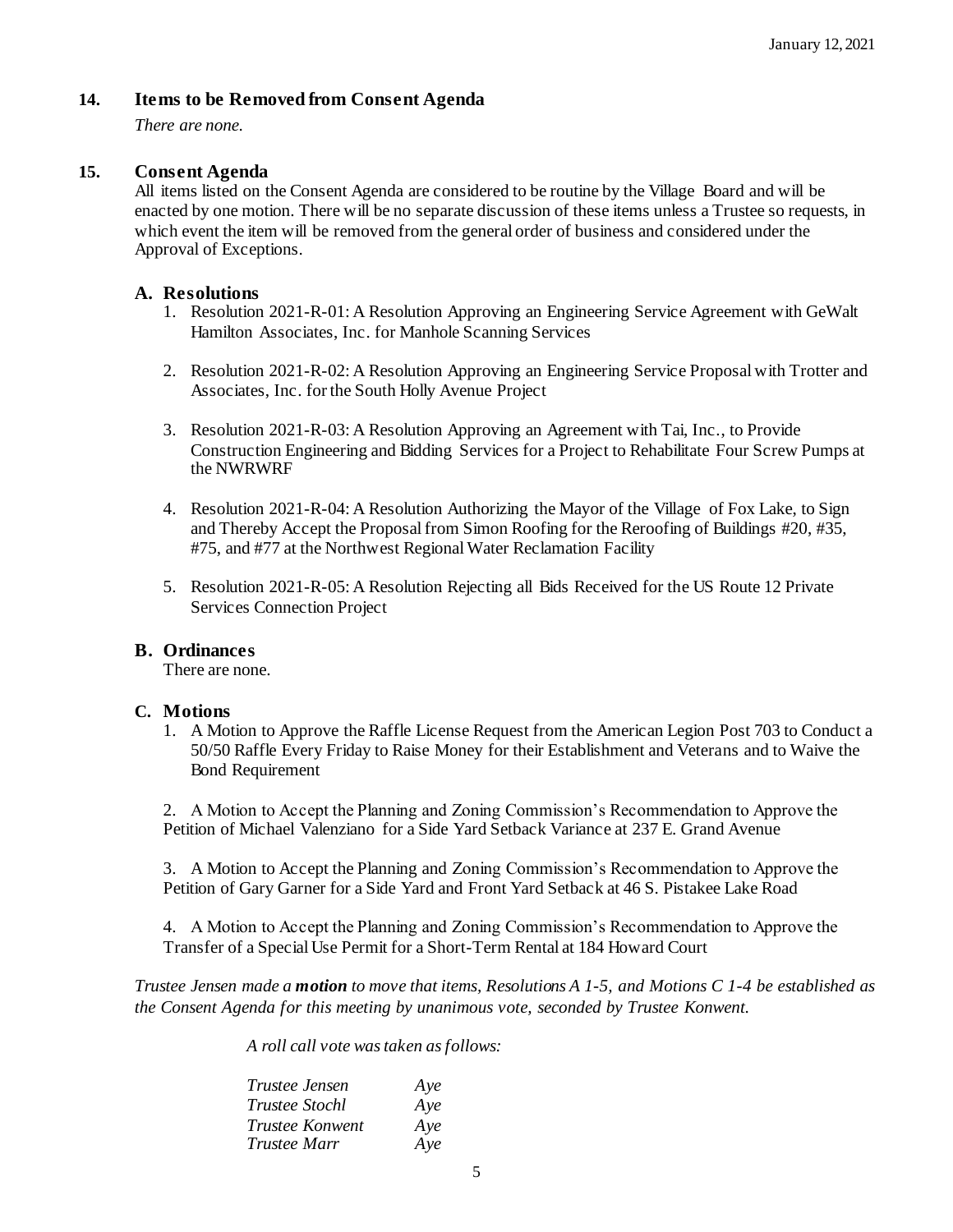## 14. Items to be Removed from Consent Agenda

*There are none.*

## 15. Consent Agenda

All items listed on the Consent Agenda are considered to be routine by the Village Board and will be enacted by one motion. There will be no separate discussion of these items unless a Trustee so requests, in which event the item will be removed from the general order of business and considered under the Approval of Exceptions.

### A. Resolutions

1. Resolution 2021-R-01: A Resolution Approving an Engineering Service Agreement with GeWalt Hamilton Associates, Inc. for Manhole Scanning Services

2. Resolution 2021-R-02: A Resolution Approving an Engineering Service Proposal with Trotter and Associates, Inc. for the South Holly Avenue Project

3. Resolution 2021-R-03: A Resolution Approving an Agreement with Tai, Inc., to Provide Construction Engineering and Bidding Services for a Project to Rehabilitate Four Screw Pumps at the NWRWRF

4. Resolution 2021-R-04: A Resolution Authorizing the Mayor of the Village of Fox Lake, to Sign and Thereby Accept the Proposal from Simon Roofing for the Reroofing of Buildings #20, #35, #75, and #77 at the Northwest Regional Water Reclamation Facility

5. Resolution 2021-R-05: A Resolution Rejecting all Bids Received for the US Route 12 Private Services Connection Project

### B. Ordinances

There are none.

### C. Motions

1. A Motion to Approve the Raffle License Request from the American Legion Post 703 to Conduct a 50/50 Raffle Every Friday to Raise Money for their Establishment and Veterans and to Waive the Bond Requirement

2. A Motion to Accept the Planning and Zoning Commission's Recommendation to Approve the Petition of Michael Valenziano for a Side Yard Setback Variance at 237 E. Grand Avenue

3. A Motion to Accept the Planning and Zoning Commission's Recommendation to Approve the Petition of Gary Garner for a Side Yard and Front Yard Setback at 46 S. Pistakee Lake Road

4. A Motion to Accept the Planning and Zoning Commission's Recommendation to Approve the Transfer of a Special Use Permit for a Short-Term Rental at 184 Howard Court

*Trustee Jensen made a **motion** to move that items, Resolutions A 1-5, and Motions C 1-4 be established as the Consent Agenda for this meeting by unanimous vote, seconded by Trustee Konwent.*

*A roll call vote was taken as follows:*

| | |
|---|---|
| *Trustee Jensen* | *Aye* |
| *Trustee Stochl* | *Aye* |
| *Trustee Konwent* | *Aye* |
| *Trustee Marr* | *Aye* |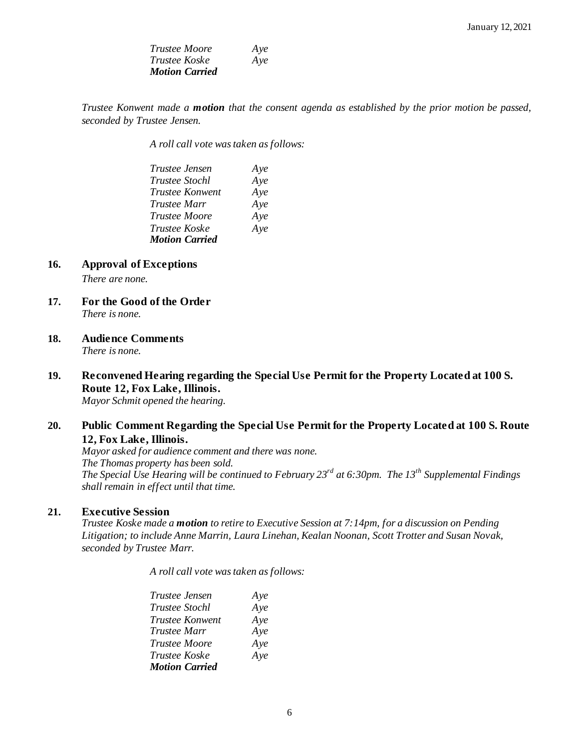*Trustee Moore* *Aye*
*Trustee Koske* *Aye*
***Motion Carried***

*Trustee Konwent made a **motion** that the consent agenda as established by the prior motion be passed, seconded by Trustee Jensen.*

*A roll call vote was taken as follows:*

*Trustee Jensen* *Aye*
*Trustee Stochl* *Aye*
*Trustee Konwent* *Aye*
*Trustee Marr* *Aye*
*Trustee Moore* *Aye*
*Trustee Koske* *Aye*
***Motion Carried***

**16. Approval of Exceptions**

*There are none.*

**17. For the Good of the Order**

*There is none.*

**18. Audience Comments**

*There is none.*

**19. Reconvened Hearing regarding the Special Use Permit for the Property Located at 100 S. Route 12, Fox Lake, Illinois.**

*Mayor Schmit opened the hearing.*

**20. Public Comment Regarding the Special Use Permit for the Property Located at 100 S. Route 12, Fox Lake, Illinois.**

*Mayor asked for audience comment and there was none.*
*The Thomas property has been sold.*
*The Special Use Hearing will be continued to February 23rd at 6:30pm. The 13th Supplemental Findings shall remain in effect until that time.*

**21. Executive Session**

*Trustee Koske made a **motion** to retire to Executive Session at 7:14pm, for a discussion on Pending Litigation; to include Anne Marrin, Laura Linehan, Kealan Noonan, Scott Trotter and Susan Novak, seconded by Trustee Marr.*

*A roll call vote was taken as follows:*

*Trustee Jensen* *Aye*
*Trustee Stochl* *Aye*
*Trustee Konwent* *Aye*
*Trustee Marr* *Aye*
*Trustee Moore* *Aye*
*Trustee Koske* *Aye*
***Motion Carried***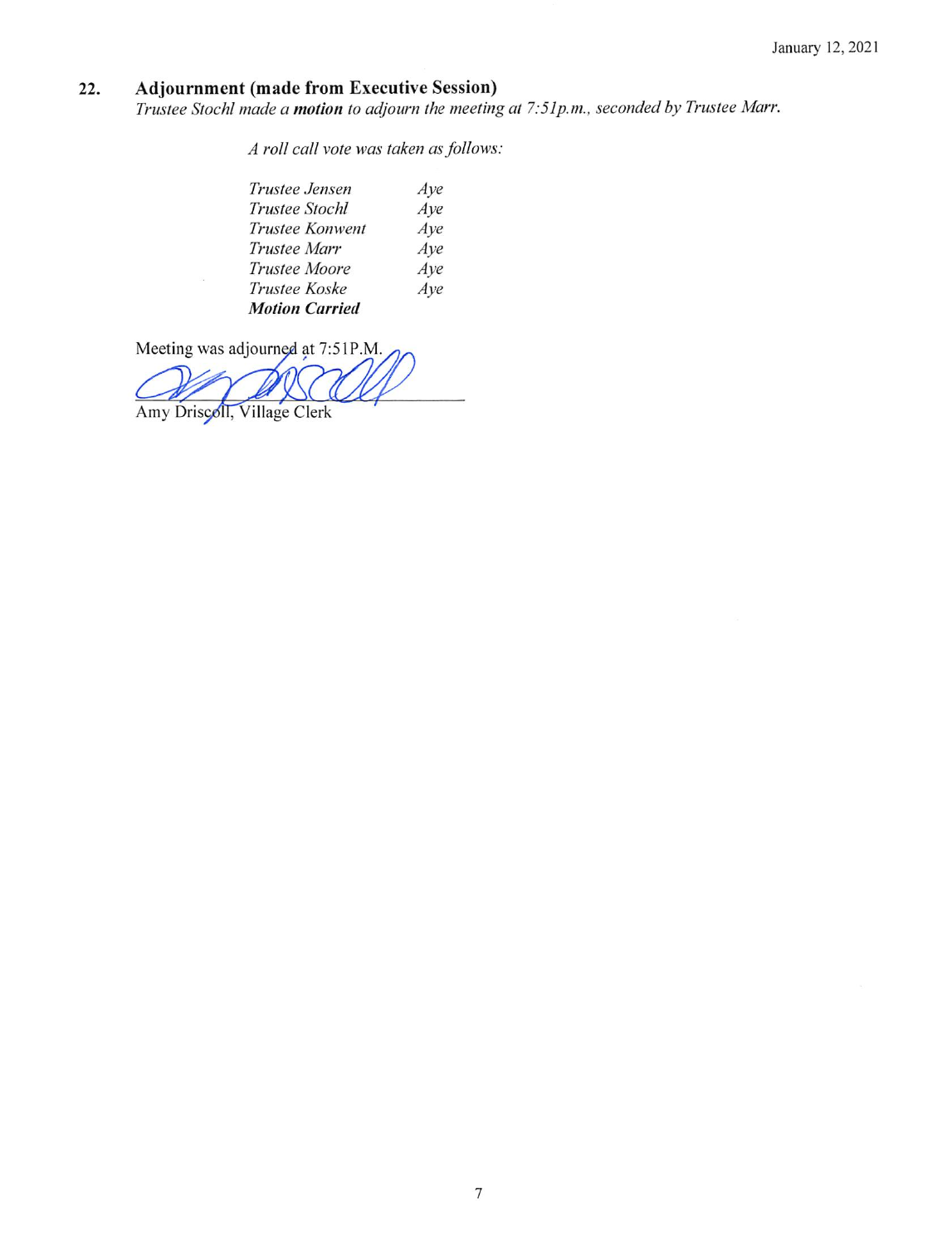## 22. Adjournment (made from Executive Session)

*Trustee Stochl made a* ***motion*** *to adjourn the meeting at 7:51p.m., seconded by Trustee Marr.*

*A roll call vote was taken as follows:*

| | |
|---|---|
| *Trustee Jensen* | *Aye* |
| *Trustee Stochl* | *Aye* |
| *Trustee Konwent* | *Aye* |
| *Trustee Marr* | *Aye* |
| *Trustee Moore* | *Aye* |
| *Trustee Koske* | *Aye* |
| ***Motion Carried*** | |

Meeting was adjourned at 7:51P.M.

Amy Driscoll, Village Clerk